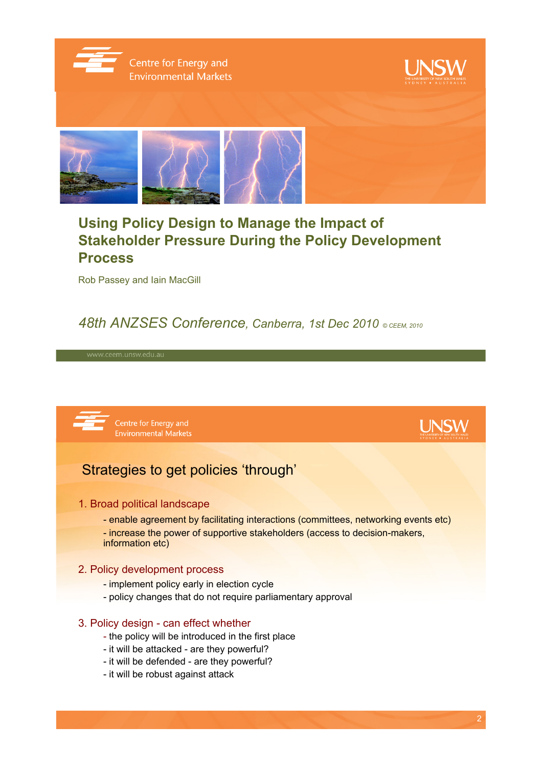# Using Policy Design to Manage the Impact of Stakeholder Pressure During the Policy Development Process

Rob Passey and Iain MacGill

*48th ANZSES Conference, Canberra, 1st Dec 2010* *© CEEM, 2010*

www.ceem.unsw.edu.au

## Strategies to get policies 'through'

1. Broad political landscape
   - enable agreement by facilitating interactions (committees, networking events etc)
   - increase the power of supportive stakeholders (access to decision-makers, information etc)

2. Policy development process
   - implement policy early in election cycle
   - policy changes that do not require parliamentary approval

3. Policy design - can effect whether
   - the policy will be introduced in the first place
   - it will be attacked - are they powerful?
   - it will be defended - are they powerful?
   - it will be robust against attack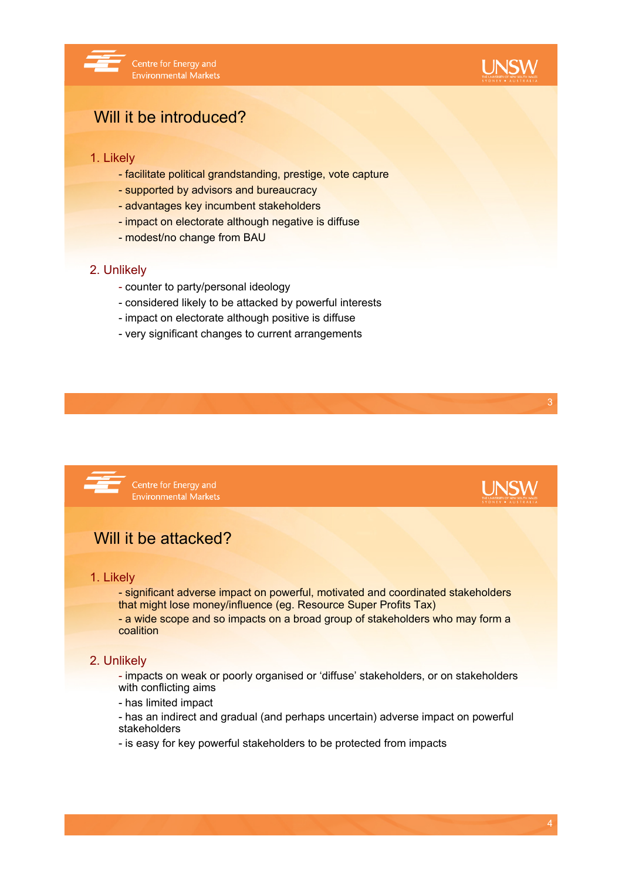## Will it be introduced?

1. Likely
   - facilitate political grandstanding, prestige, vote capture
   - supported by advisors and bureaucracy
   - advantages key incumbent stakeholders
   - impact on electorate although negative is diffuse
   - modest/no change from BAU

2. Unlikely
   - counter to party/personal ideology
   - considered likely to be attacked by powerful interests
   - impact on electorate although positive is diffuse
   - very significant changes to current arrangements

## Will it be attacked?

1. Likely
   - significant adverse impact on powerful, motivated and coordinated stakeholders that might lose money/influence (eg. Resource Super Profits Tax)
   - a wide scope and so impacts on a broad group of stakeholders who may form a coalition

2. Unlikely
   - impacts on weak or poorly organised or 'diffuse' stakeholders, or on stakeholders with conflicting aims
   - has limited impact
   - has an indirect and gradual (and perhaps uncertain) adverse impact on powerful stakeholders
   - is easy for key powerful stakeholders to be protected from impacts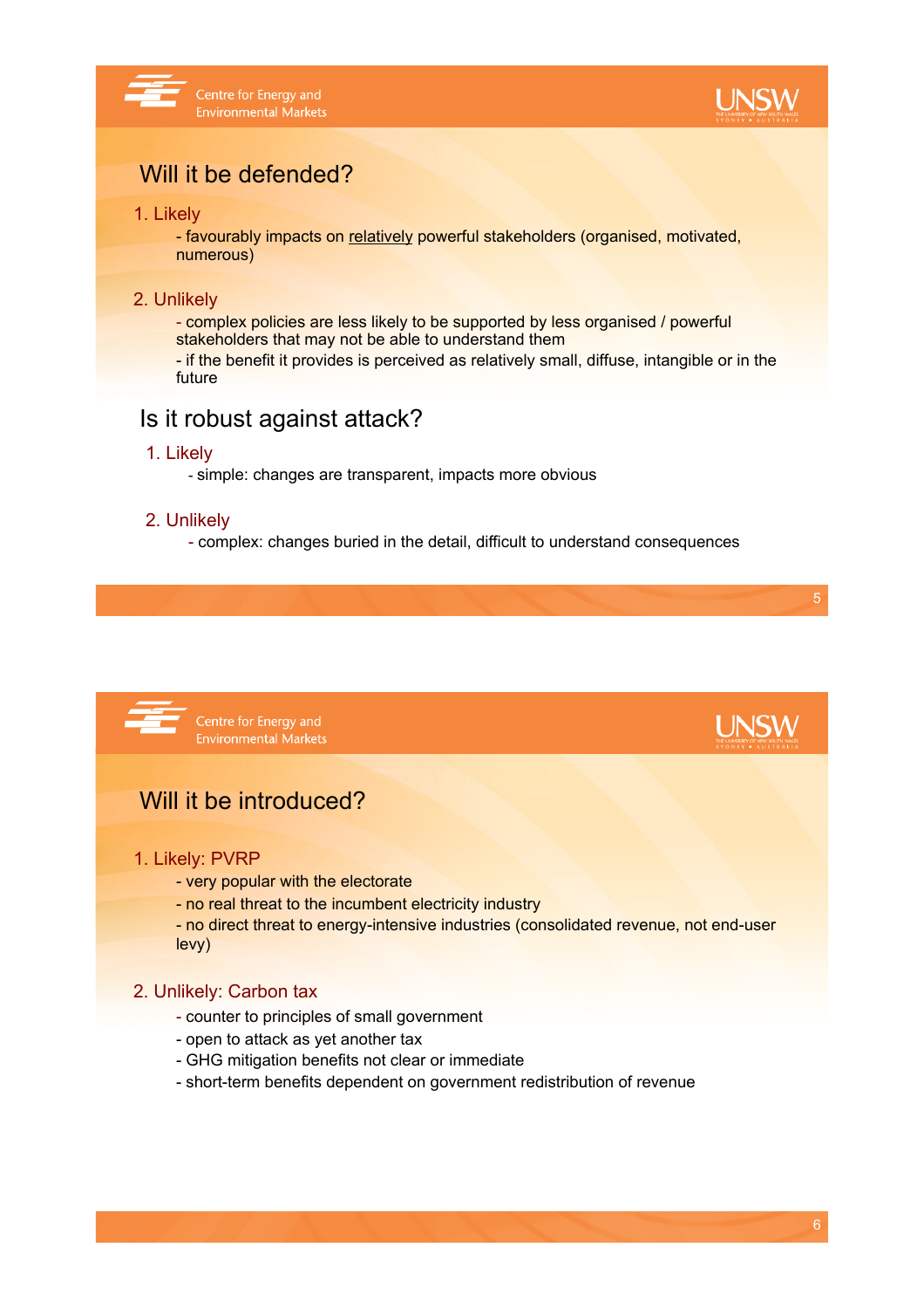## Will it be defended?

1. Likely
   - favourably impacts on <u>relatively</u> powerful stakeholders (organised, motivated, numerous)

2. Unlikely
   - complex policies are less likely to be supported by less organised / powerful stakeholders that may not be able to understand them
   - if the benefit it provides is perceived as relatively small, diffuse, intangible or in the future

## Is it robust against attack?

1. Likely
   - simple: changes are transparent, impacts more obvious

2. Unlikely
   - complex: changes buried in the detail, difficult to understand consequences

## Will it be introduced?

1. Likely: PVRP
   - very popular with the electorate
   - no real threat to the incumbent electricity industry
   - no direct threat to energy-intensive industries (consolidated revenue, not end-user levy)

2. Unlikely: Carbon tax
   - counter to principles of small government
   - open to attack as yet another tax
   - GHG mitigation benefits not clear or immediate
   - short-term benefits dependent on government redistribution of revenue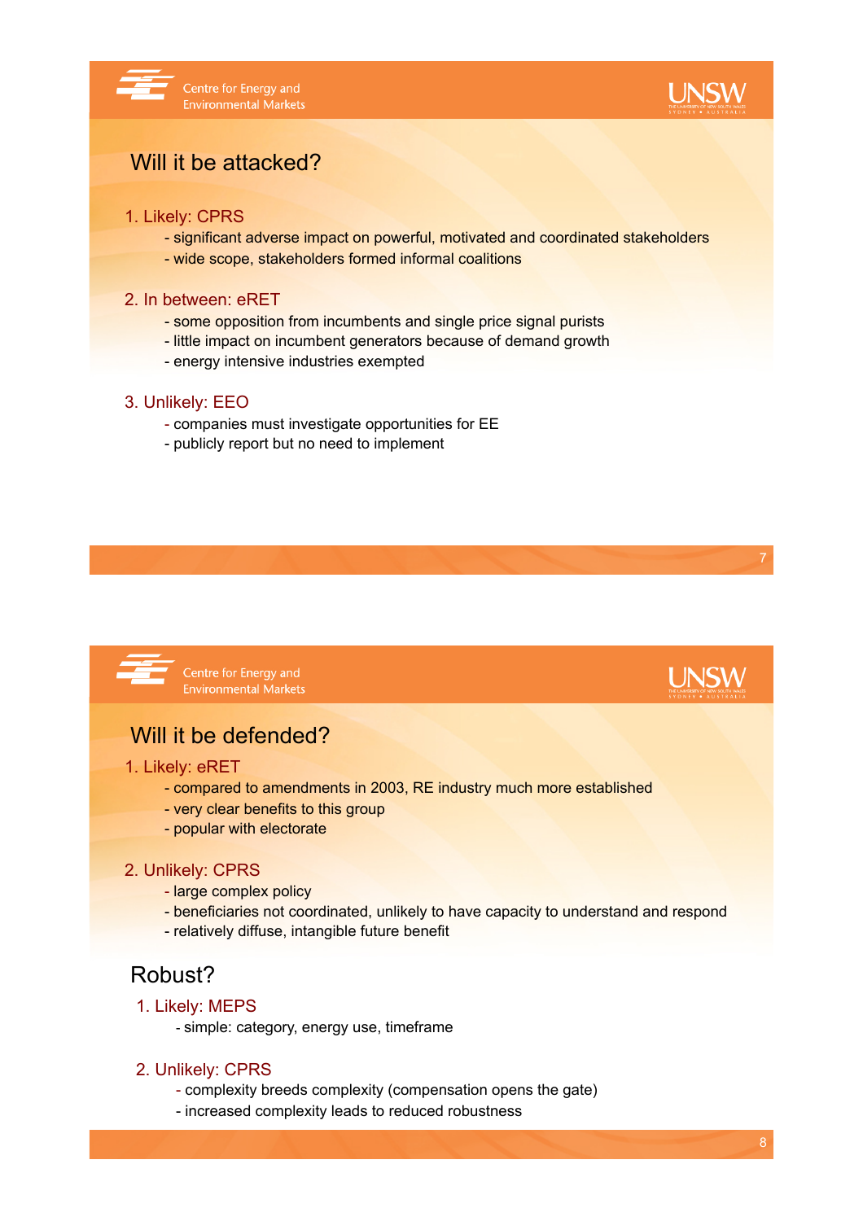## Will it be attacked?

1. Likely: CPRS
   - significant adverse impact on powerful, motivated and coordinated stakeholders
   - wide scope, stakeholders formed informal coalitions

2. In between: eRET
   - some opposition from incumbents and single price signal purists
   - little impact on incumbent generators because of demand growth
   - energy intensive industries exempted

3. Unlikely: EEO
   - companies must investigate opportunities for EE
   - publicly report but no need to implement

## Will it be defended?

1. Likely: eRET
   - compared to amendments in 2003, RE industry much more established
   - very clear benefits to this group
   - popular with electorate

2. Unlikely: CPRS
   - large complex policy
   - beneficiaries not coordinated, unlikely to have capacity to understand and respond
   - relatively diffuse, intangible future benefit

## Robust?

1. Likely: MEPS
   - simple: category, energy use, timeframe

2. Unlikely: CPRS
   - complexity breeds complexity (compensation opens the gate)
   - increased complexity leads to reduced robustness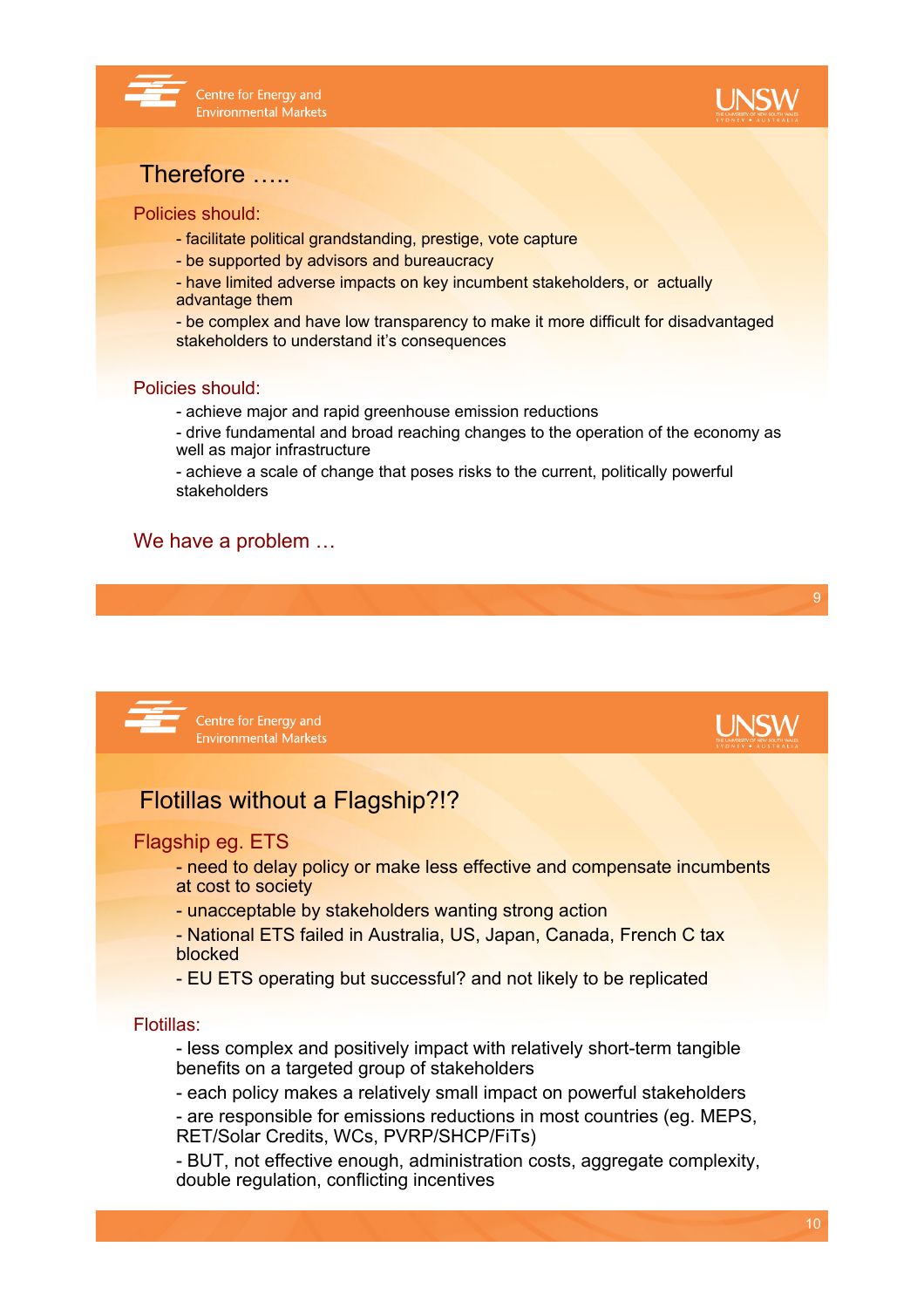## Therefore …..

Policies should:

- facilitate political grandstanding, prestige, vote capture
- be supported by advisors and bureaucracy
- have limited adverse impacts on key incumbent stakeholders, or actually advantage them
- be complex and have low transparency to make it more difficult for disadvantaged stakeholders to understand it's consequences

Policies should:

- achieve major and rapid greenhouse emission reductions
- drive fundamental and broad reaching changes to the operation of the economy as well as major infrastructure
- achieve a scale of change that poses risks to the current, politically powerful stakeholders

We have a problem …

## Flotillas without a Flagship?!?

Flagship eg. ETS

- need to delay policy or make less effective and compensate incumbents at cost to society
- unacceptable by stakeholders wanting strong action
- National ETS failed in Australia, US, Japan, Canada, French C tax blocked
- EU ETS operating but successful? and not likely to be replicated

Flotillas:

- less complex and positively impact with relatively short-term tangible benefits on a targeted group of stakeholders
- each policy makes a relatively small impact on powerful stakeholders
- are responsible for emissions reductions in most countries (eg. MEPS, RET/Solar Credits, WCs, PVRP/SHCP/FiTs)
- BUT, not effective enough, administration costs, aggregate complexity, double regulation, conflicting incentives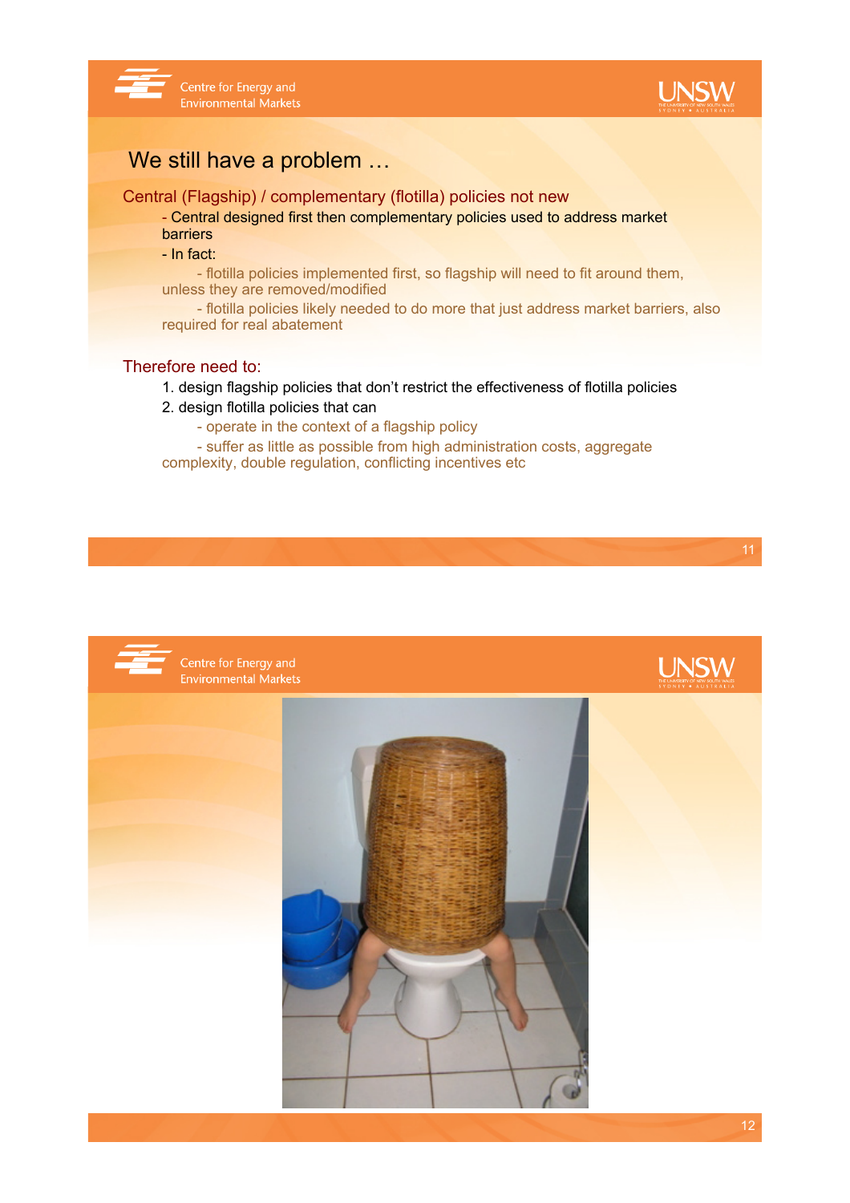## We still have a problem …

**Central (Flagship) / complementary (flotilla) policies not new**

- Central designed first then complementary policies used to address market barriers
- In fact:
  - flotilla policies implemented first, so flagship will need to fit around them, unless they are removed/modified
  - flotilla policies likely needed to do more that just address market barriers, also required for real abatement

**Therefore need to:**

1. design flagship policies that don't restrict the effectiveness of flotilla policies
2. design flotilla policies that can
   - operate in the context of a flagship policy
   - suffer as little as possible from high administration costs, aggregate complexity, double regulation, conflicting incentives etc